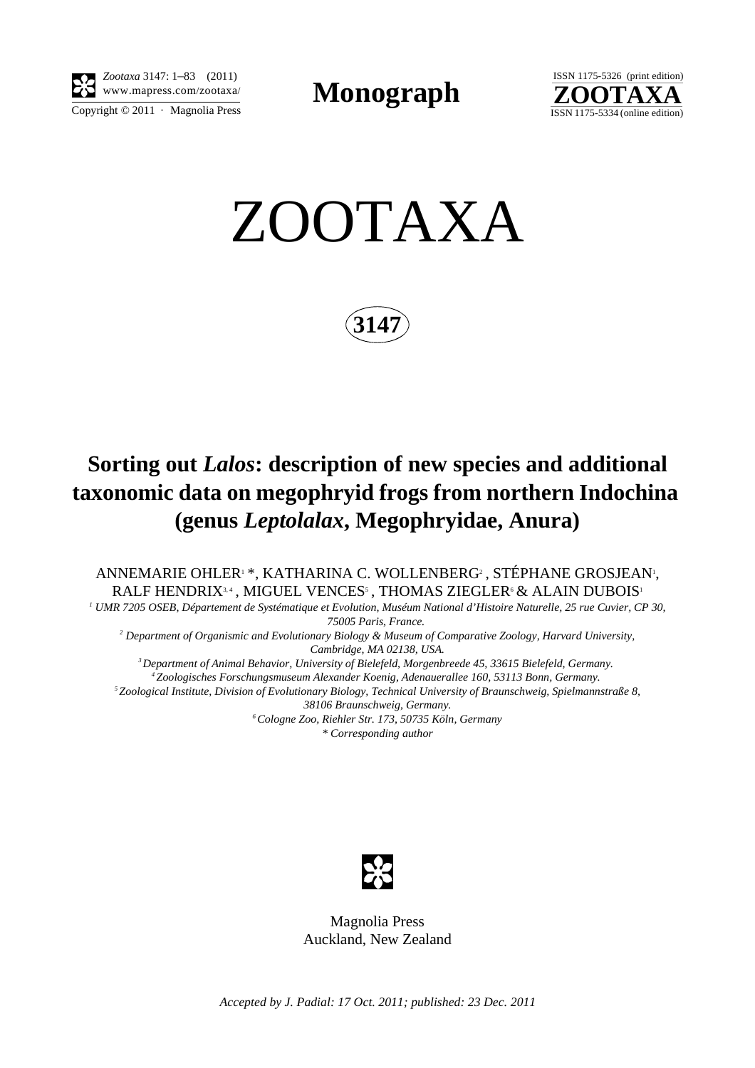*Zootaxa* 3147: 1–83 (2011)
www.mapress.com/zootaxa/
Copyright © 2011 · Magnolia Press

**Monograph**

ISSN 1175-5326 (print edition)
**ZOOTAXA**
ISSN 1175-5334 (online edition)

# ZOOTAXA

**3147**

# Sorting out *Lalos*: description of new species and additional taxonomic data on megophryid frogs from northern Indochina (genus *Leptolalax*, Megophryidae, Anura)

ANNEMARIE OHLER[1] *, KATHARINA C. WOLLENBERG[2], STÉPHANE GROSJEAN[1], RALF HENDRIX[3, 4], MIGUEL VENCES[5], THOMAS ZIEGLER[6] & ALAIN DUBOIS[1]

*[1] UMR 7205 OSEB, Département de Systématique et Evolution, Muséum National d'Histoire Naturelle, 25 rue Cuvier, CP 30, 75005 Paris, France.*

*[2] Department of Organismic and Evolutionary Biology & Museum of Comparative Zoology, Harvard University, Cambridge, MA 02138, USA.*

*[3] Department of Animal Behavior, University of Bielefeld, Morgenbreede 45, 33615 Bielefeld, Germany.*

*[4] Zoologisches Forschungsmuseum Alexander Koenig, Adenauerallee 160, 53113 Bonn, Germany.*

*[5] Zoological Institute, Division of Evolutionary Biology, Technical University of Braunschweig, Spielmannstraße 8, 38106 Braunschweig, Germany.*

*[6] Cologne Zoo, Riehler Str. 173, 50735 Köln, Germany*

*\* Corresponding author*

Magnolia Press
Auckland, New Zealand

*Accepted by J. Padial: 17 Oct. 2011; published: 23 Dec. 2011*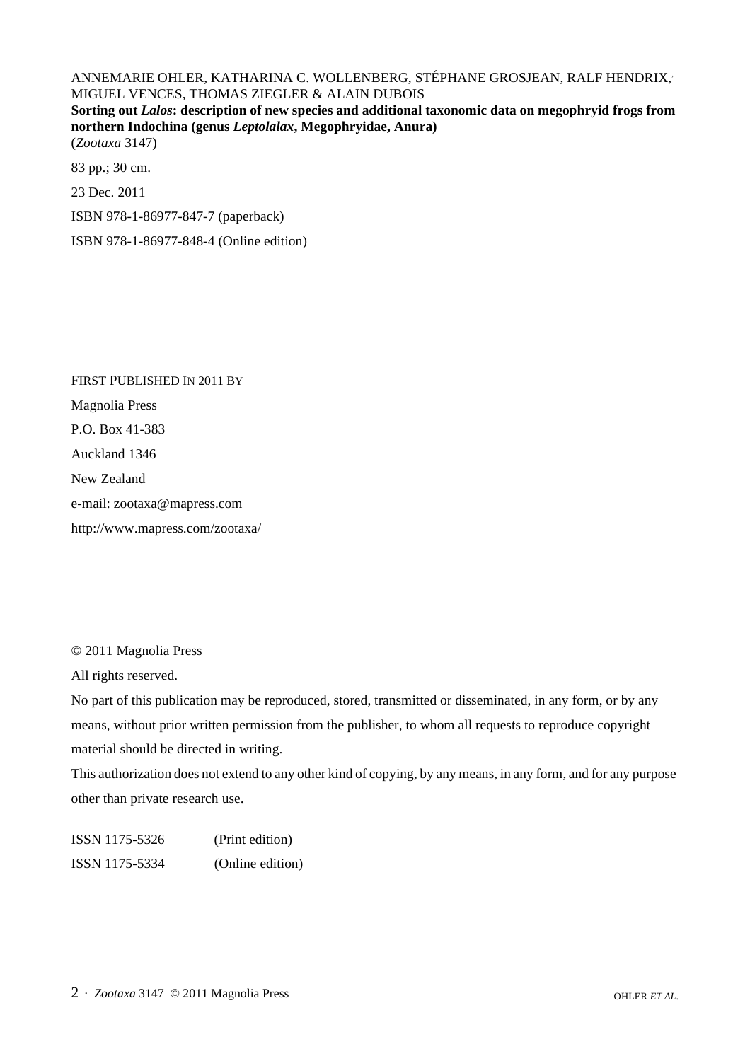ANNEMARIE OHLER, KATHARINA C. WOLLENBERG, STÉPHANE GROSJEAN, RALF HENDRIX, MIGUEL VENCES, THOMAS ZIEGLER & ALAIN DUBOIS

**Sorting out *Lalos*: description of new species and additional taxonomic data on megophryid frogs from northern Indochina (genus *Leptolalax*, Megophryidae, Anura)**

(*Zootaxa* 3147)

83 pp.; 30 cm.

23 Dec. 2011

ISBN 978-1-86977-847-7 (paperback)

ISBN 978-1-86977-848-4 (Online edition)

FIRST PUBLISHED IN 2011 BY

Magnolia Press

P.O. Box 41-383

Auckland 1346

New Zealand

e-mail: zootaxa@mapress.com

http://www.mapress.com/zootaxa/

© 2011 Magnolia Press

All rights reserved.

No part of this publication may be reproduced, stored, transmitted or disseminated, in any form, or by any means, without prior written permission from the publisher, to whom all requests to reproduce copyright material should be directed in writing.

This authorization does not extend to any other kind of copying, by any means, in any form, and for any purpose other than private research use.

ISSN 1175-5326 (Print edition)

ISSN 1175-5334 (Online edition)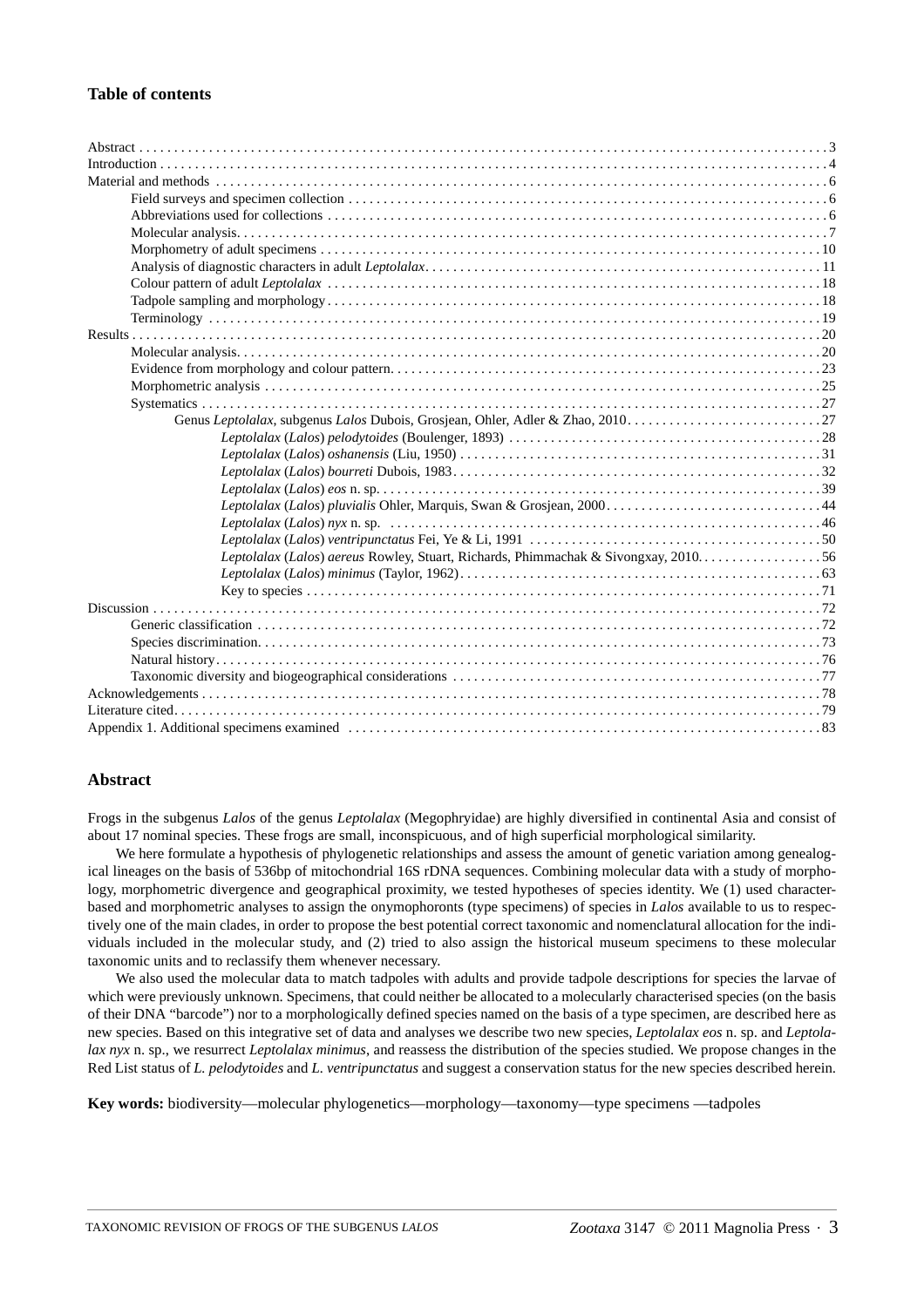## Table of contents

Abstract . . . . . 3
Introduction . . . . . 4
Material and methods . . . . . 6
- Field surveys and specimen collection . . . . . 6
- Abbreviations used for collections . . . . . 6
- Molecular analysis. . . . . . 7
- Morphometry of adult specimens . . . . . 10
- Analysis of diagnostic characters in adult *Leptolalax*. . . . . . 11
- Colour pattern of adult *Leptolalax* . . . . . 18
- Tadpole sampling and morphology . . . . . 18
- Terminology . . . . . 19

Results . . . . . 20
- Molecular analysis. . . . . . 20
- Evidence from morphology and colour pattern. . . . . . 23
- Morphometric analysis . . . . . 25
- Systematics . . . . . 27
  - Genus *Leptolalax*, subgenus *Lalos* Dubois, Grosjean, Ohler, Adler & Zhao, 2010. . . . . . 27
    - *Leptolalax* (*Lalos*) *pelodytoides* (Boulenger, 1893) . . . . . 28
    - *Leptolalax* (*Lalos*) *oshanensis* (Liu, 1950) . . . . . 31
    - *Leptolalax* (*Lalos*) *bourreti* Dubois, 1983. . . . . . 32
    - *Leptolalax* (*Lalos*) *eos* n. sp. . . . . . 39
    - *Leptolalax* (*Lalos*) *pluvialis* Ohler, Marquis, Swan & Grosjean, 2000. . . . . . 44
    - *Leptolalax* (*Lalos*) *nyx* n. sp. . . . . . 46
    - *Leptolalax* (*Lalos*) *ventripunctatus* Fei, Ye & Li, 1991 . . . . . 50
    - *Leptolalax* (*Lalos*) *aereus* Rowley, Stuart, Richards, Phimmachak & Sivongxay, 2010. . . . . . 56
    - *Leptolalax* (*Lalos*) *minimus* (Taylor, 1962). . . . . . 63
    - Key to species . . . . . 71

Discussion . . . . . 72
- Generic classification . . . . . 72
- Species discrimination. . . . . . 73
- Natural history. . . . . . 76
- Taxonomic diversity and biogeographical considerations . . . . . 77

Acknowledgements . . . . . 78
Literature cited. . . . . . 79
Appendix 1. Additional specimens examined . . . . . 83

## Abstract

Frogs in the subgenus *Lalos* of the genus *Leptolalax* (Megophryidae) are highly diversified in continental Asia and consist of about 17 nominal species. These frogs are small, inconspicuous, and of high superficial morphological similarity.

We here formulate a hypothesis of phylogenetic relationships and assess the amount of genetic variation among genealogical lineages on the basis of 536bp of mitochondrial 16S rDNA sequences. Combining molecular data with a study of morphology, morphometric divergence and geographical proximity, we tested hypotheses of species identity. We (1) used character-based and morphometric analyses to assign the onymophoronts (type specimens) of species in *Lalos* available to us to respectively one of the main clades, in order to propose the best potential correct taxonomic and nomenclatural allocation for the individuals included in the molecular study, and (2) tried to also assign the historical museum specimens to these molecular taxonomic units and to reclassify them whenever necessary.

We also used the molecular data to match tadpoles with adults and provide tadpole descriptions for species the larvae of which were previously unknown. Specimens, that could neither be allocated to a molecularly characterised species (on the basis of their DNA "barcode") nor to a morphologically defined species named on the basis of a type specimen, are described here as new species. Based on this integrative set of data and analyses we describe two new species, *Leptolalax eos* n. sp. and *Leptolalax nyx* n. sp., we resurrect *Leptolalax minimus*, and reassess the distribution of the species studied. We propose changes in the Red List status of *L. pelodytoides* and *L. ventripunctatus* and suggest a conservation status for the new species described herein.

**Key words:** biodiversity—molecular phylogenetics—morphology—taxonomy—type specimens —tadpoles